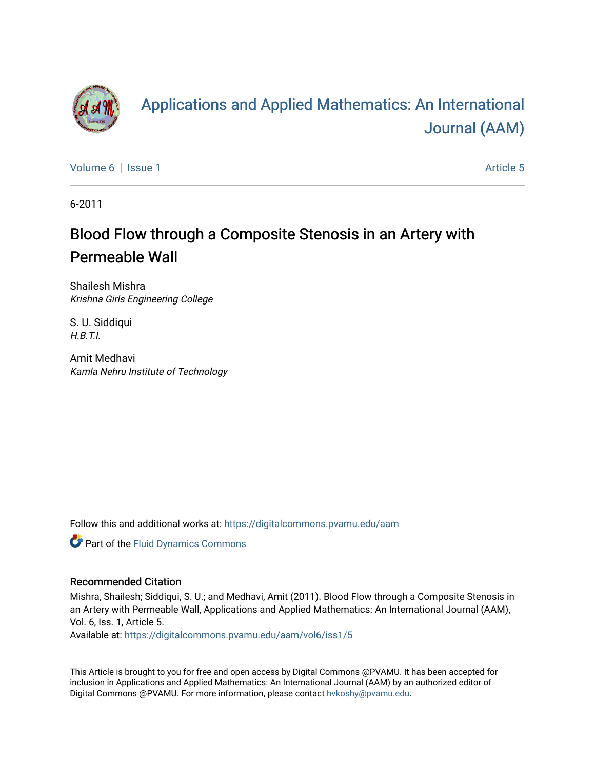# Applications and Applied Mathematics: An International Journal (AAM)

Volume 6 | Issue 1 Article 5

6-2011

# Blood Flow through a Composite Stenosis in an Artery with Permeable Wall

Shailesh Mishra
*Krishna Girls Engineering College*

S. U. Siddiqui
*H.B.T.I.*

Amit Medhavi
*Kamla Nehru Institute of Technology*

Follow this and additional works at: https://digitalcommons.pvamu.edu/aam

Part of the Fluid Dynamics Commons

### Recommended Citation

Mishra, Shailesh; Siddiqui, S. U.; and Medhavi, Amit (2011). Blood Flow through a Composite Stenosis in an Artery with Permeable Wall, Applications and Applied Mathematics: An International Journal (AAM), Vol. 6, Iss. 1, Article 5.
Available at: https://digitalcommons.pvamu.edu/aam/vol6/iss1/5

This Article is brought to you for free and open access by Digital Commons @PVAMU. It has been accepted for inclusion in Applications and Applied Mathematics: An International Journal (AAM) by an authorized editor of Digital Commons @PVAMU. For more information, please contact hvkoshy@pvamu.edu.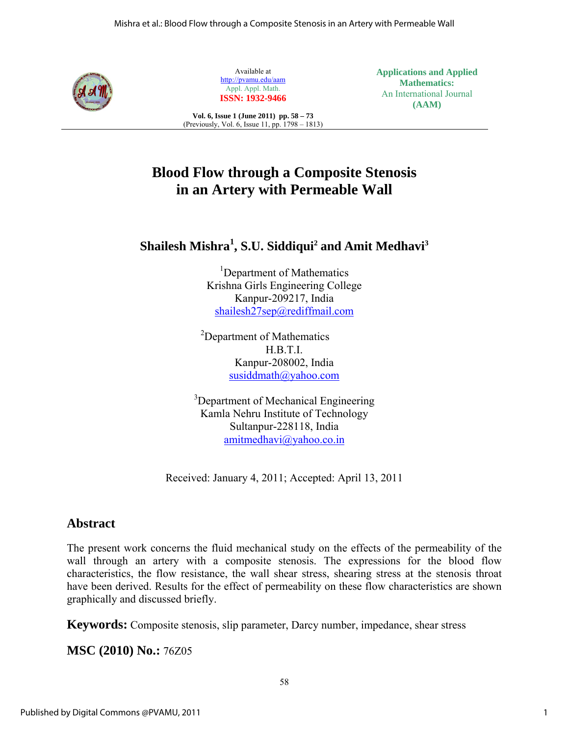Available at
http://pvamu.edu/aam
Appl. Appl. Math.
**ISSN: 1932-9466**

**Applications and Applied Mathematics:**
An International Journal
**(AAM)**

# Blood Flow through a Composite Stenosis in an Artery with Permeable Wall

**Shailesh Mishra[1], S.U. Siddiqui[2] and Amit Medhavi[3]**

[1]Department of Mathematics
Krishna Girls Engineering College
Kanpur-209217, India
shailesh27sep@rediffmail.com

[2]Department of Mathematics
H.B.T.I.
Kanpur-208002, India
susiddmath@yahoo.com

[3]Department of Mechanical Engineering
Kamla Nehru Institute of Technology
Sultanpur-228118, India
amitmedhavi@yahoo.co.in

Received: January 4, 2011; Accepted: April 13, 2011

## Abstract

The present work concerns the fluid mechanical study on the effects of the permeability of the wall through an artery with a composite stenosis. The expressions for the blood flow characteristics, the flow resistance, the wall shear stress, shearing stress at the stenosis throat have been derived. Results for the effect of permeability on these flow characteristics are shown graphically and discussed briefly.

**Keywords:** Composite stenosis, slip parameter, Darcy number, impedance, shear stress

**MSC (2010) No.:** 76Z05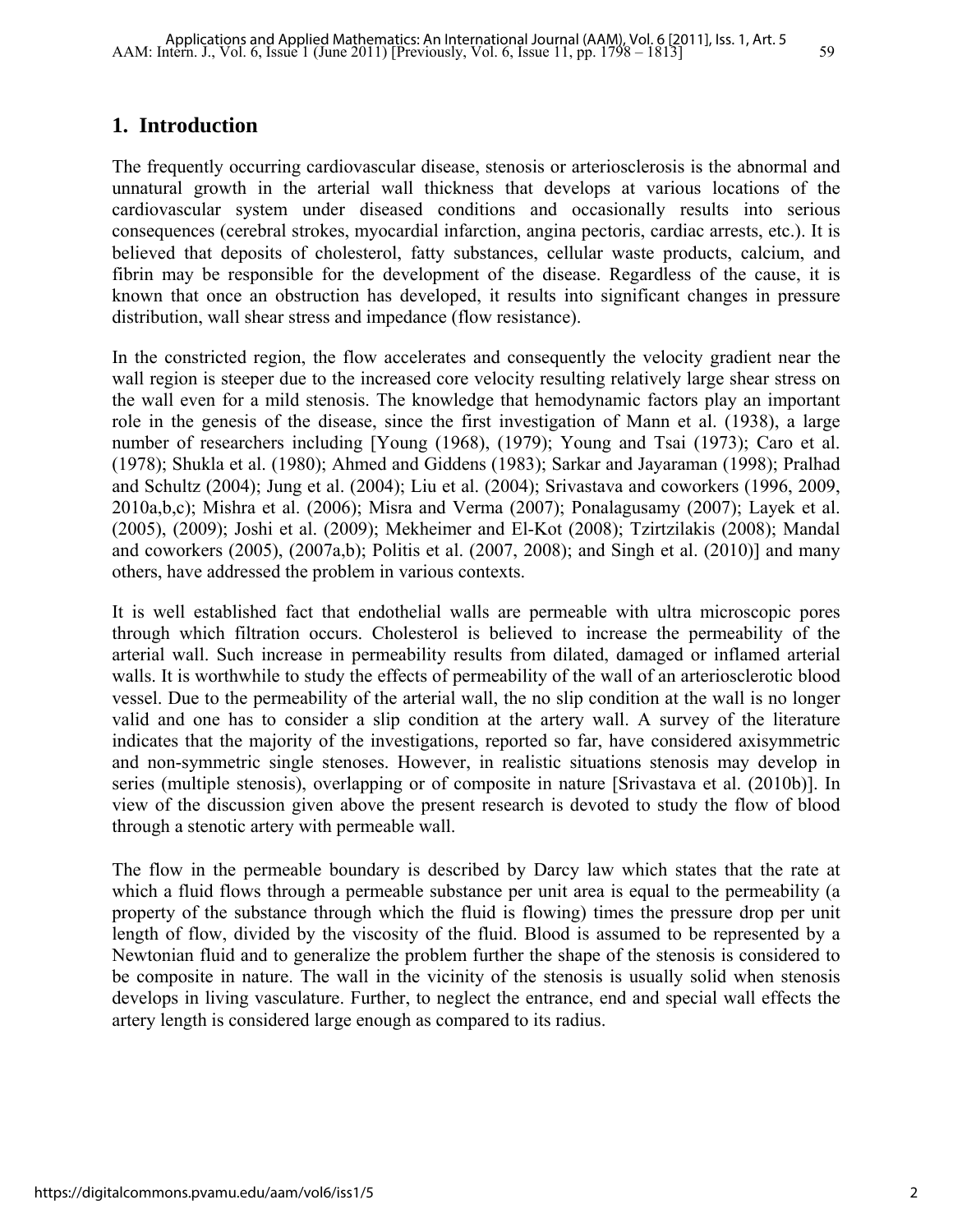## 1. Introduction

The frequently occurring cardiovascular disease, stenosis or arteriosclerosis is the abnormal and unnatural growth in the arterial wall thickness that develops at various locations of the cardiovascular system under diseased conditions and occasionally results into serious consequences (cerebral strokes, myocardial infarction, angina pectoris, cardiac arrests, etc.). It is believed that deposits of cholesterol, fatty substances, cellular waste products, calcium, and fibrin may be responsible for the development of the disease. Regardless of the cause, it is known that once an obstruction has developed, it results into significant changes in pressure distribution, wall shear stress and impedance (flow resistance).

In the constricted region, the flow accelerates and consequently the velocity gradient near the wall region is steeper due to the increased core velocity resulting relatively large shear stress on the wall even for a mild stenosis. The knowledge that hemodynamic factors play an important role in the genesis of the disease, since the first investigation of Mann et al. (1938), a large number of researchers including [Young (1968), (1979); Young and Tsai (1973); Caro et al. (1978); Shukla et al. (1980); Ahmed and Giddens (1983); Sarkar and Jayaraman (1998); Pralhad and Schultz (2004); Jung et al. (2004); Liu et al. (2004); Srivastava and coworkers (1996, 2009, 2010a,b,c); Mishra et al. (2006); Misra and Verma (2007); Ponalagusamy (2007); Layek et al. (2005), (2009); Joshi et al. (2009); Mekheimer and El-Kot (2008); Tzirtzilakis (2008); Mandal and coworkers (2005), (2007a,b); Politis et al. (2007, 2008); and Singh et al. (2010)] and many others, have addressed the problem in various contexts.

It is well established fact that endothelial walls are permeable with ultra microscopic pores through which filtration occurs. Cholesterol is believed to increase the permeability of the arterial wall. Such increase in permeability results from dilated, damaged or inflamed arterial walls. It is worthwhile to study the effects of permeability of the wall of an arteriosclerotic blood vessel. Due to the permeability of the arterial wall, the no slip condition at the wall is no longer valid and one has to consider a slip condition at the artery wall. A survey of the literature indicates that the majority of the investigations, reported so far, have considered axisymmetric and non-symmetric single stenoses. However, in realistic situations stenosis may develop in series (multiple stenosis), overlapping or of composite in nature [Srivastava et al. (2010b)]. In view of the discussion given above the present research is devoted to study the flow of blood through a stenotic artery with permeable wall.

The flow in the permeable boundary is described by Darcy law which states that the rate at which a fluid flows through a permeable substance per unit area is equal to the permeability (a property of the substance through which the fluid is flowing) times the pressure drop per unit length of flow, divided by the viscosity of the fluid. Blood is assumed to be represented by a Newtonian fluid and to generalize the problem further the shape of the stenosis is considered to be composite in nature. The wall in the vicinity of the stenosis is usually solid when stenosis develops in living vasculature. Further, to neglect the entrance, end and special wall effects the artery length is considered large enough as compared to its radius.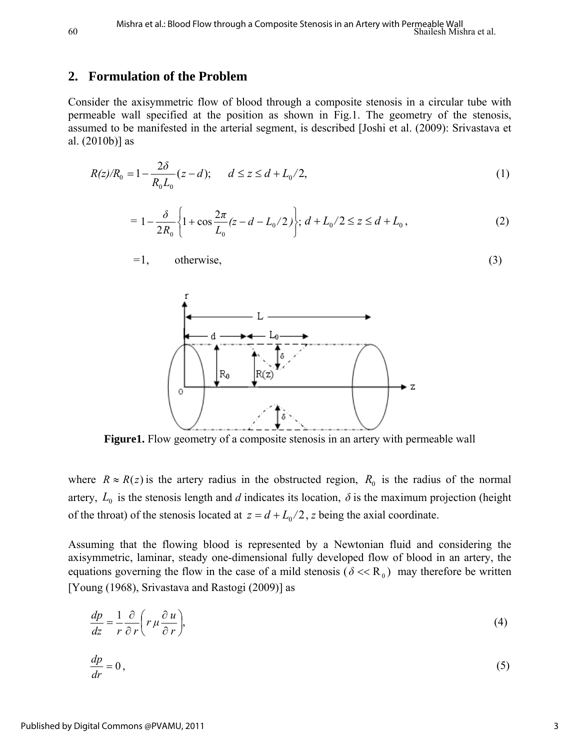## 2. Formulation of the Problem

Consider the axisymmetric flow of blood through a composite stenosis in a circular tube with permeable wall specified at the position as shown in Fig.1. The geometry of the stenosis, assumed to be manifested in the arterial segment, is described [Joshi et al. (2009): Srivastava et al. (2010b)] as

$$R(z)/R_0 = 1 - \frac{2\delta}{R_0 L_0}(z-d); \quad d \le z \le d + L_0/2, \tag{1}$$

$$= 1 - \frac{\delta}{2R_0}\left\{1 + \cos\frac{2\pi}{L_0}(z - d - L_0/2)\right\}; \; d + L_0/2 \le z \le d + L_0, \tag{2}$$

$$=1, \qquad \text{otherwise}, \tag{3}$$

**Figure1.** Flow geometry of a composite stenosis in an artery with permeable wall

where $R \approx R(z)$ is the artery radius in the obstructed region, $R_0$ is the radius of the normal artery, $L_0$ is the stenosis length and $d$ indicates its location, $\delta$ is the maximum projection (height of the throat) of the stenosis located at $z = d + L_0/2$, $z$ being the axial coordinate.

Assuming that the flowing blood is represented by a Newtonian fluid and considering the axisymmetric, laminar, steady one-dimensional fully developed flow of blood in an artery, the equations governing the flow in the case of a mild stenosis ($\delta << R_0$) may therefore be written [Young (1968), Srivastava and Rastogi (2009)] as

$$\frac{dp}{dz} = \frac{1}{r}\frac{\partial}{\partial r}\left(r\,\mu\frac{\partial u}{\partial r}\right), \tag{4}$$

$$\frac{dp}{dr} = 0, \tag{5}$$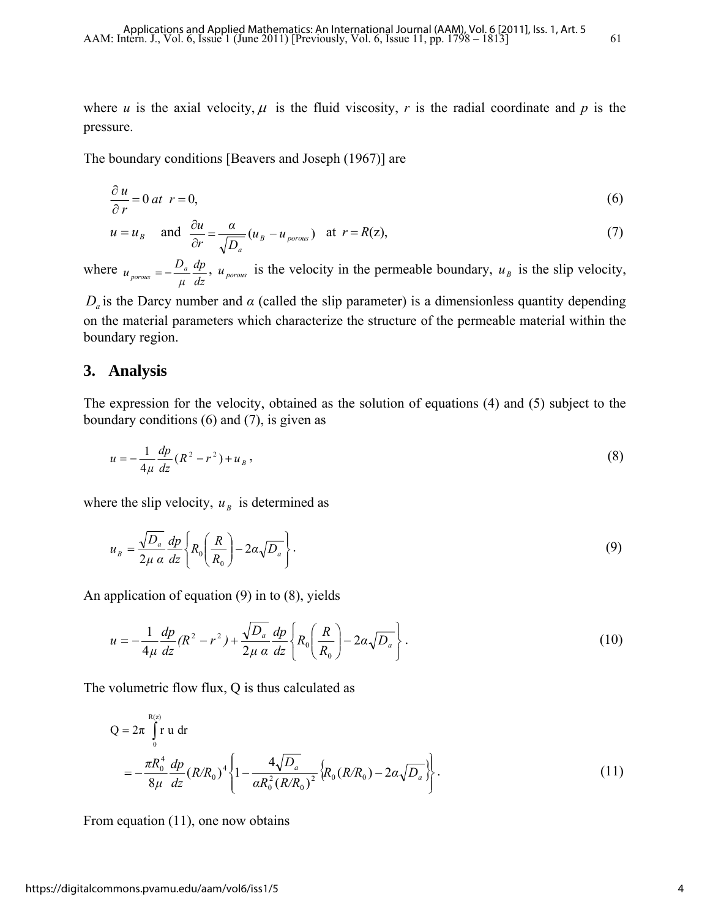where $u$ is the axial velocity, $\mu$ is the fluid viscosity, $r$ is the radial coordinate and $p$ is the pressure.

The boundary conditions [Beavers and Joseph (1967)] are

$$\frac{\partial u}{\partial r} = 0 \; at \;\; r = 0, \tag{6}$$

$$u = u_B \quad \text{and} \quad \frac{\partial u}{\partial r} = \frac{\alpha}{\sqrt{D_a}}(u_B - u_{porous}) \quad \text{at} \;\; r = R(\text{z}), \tag{7}$$

where $u_{porous} = -\frac{D_a}{\mu}\frac{dp}{dz}$, $u_{porous}$ is the velocity in the permeable boundary, $u_B$ is the slip velocity, $D_a$ is the Darcy number and $\alpha$ (called the slip parameter) is a dimensionless quantity depending on the material parameters which characterize the structure of the permeable material within the boundary region.

## 3. Analysis

The expression for the velocity, obtained as the solution of equations (4) and (5) subject to the boundary conditions (6) and (7), is given as

$$u = -\frac{1}{4\mu}\frac{dp}{dz}(R^2 - r^2) + u_B, \tag{8}$$

where the slip velocity, $u_B$ is determined as

$$u_B = \frac{\sqrt{D_a}}{2\mu\,\alpha}\frac{dp}{dz}\left\{R_0\left(\frac{R}{R_0}\right) - 2\alpha\sqrt{D_a}\right\}. \tag{9}$$

An application of equation (9) in to (8), yields

$$u = -\frac{1}{4\mu}\frac{dp}{dz}(R^2 - r^2) + \frac{\sqrt{D_a}}{2\mu\,\alpha}\frac{dp}{dz}\left\{R_0\left(\frac{R}{R_0}\right) - 2\alpha\sqrt{D_a}\right\}. \tag{10}$$

The volumetric flow flux, Q is thus calculated as

$$\text{Q} = 2\pi \int_0^{\text{R(z)}} \text{r u dr}$$

$$= -\frac{\pi R_0^4}{8\mu}\frac{dp}{dz}(R/R_0)^4\left\{1 - \frac{4\sqrt{D_a}}{\alpha R_0^2 (R/R_0)^2}\left\{R_0(R/R_0) - 2\alpha\sqrt{D_a}\right\}\right\}. \tag{11}$$

From equation (11), one now obtains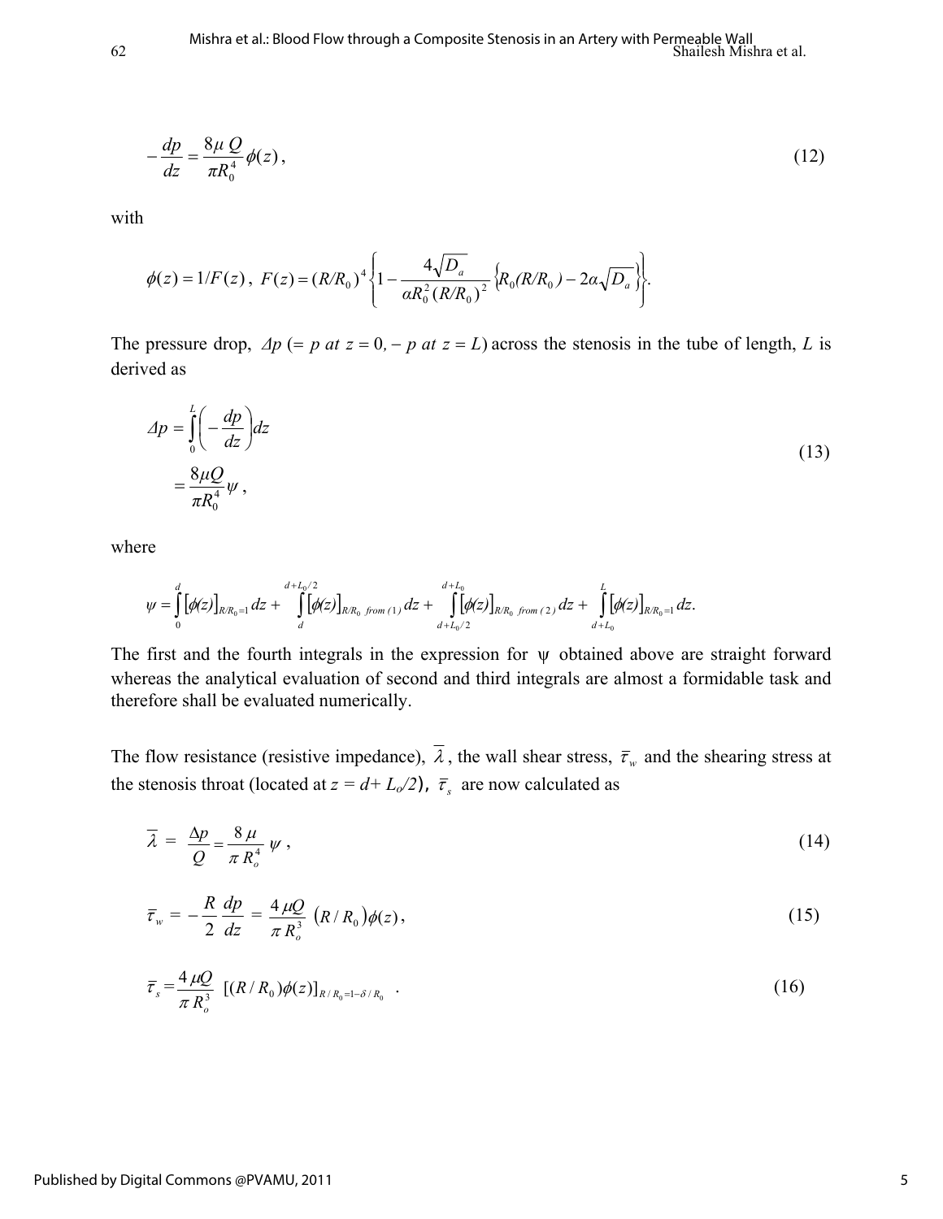$$-\frac{dp}{dz} = \frac{8\mu\, Q}{\pi R_0^4}\phi(z)\,, \tag{12}$$

with

$$\phi(z) = 1/F(z)\,,\; F(z) = (R/R_0)^4 \left\{1 - \frac{4\sqrt{D_a}}{\alpha R_0^2 (R/R_0)^2}\left\{R_0(R/R_0) - 2\alpha\sqrt{D_a}\right\}\right\}.$$

The pressure drop, $\Delta p\ (= p\ at\ z = 0, - p\ at\ z = L)$ across the stenosis in the tube of length, $L$ is derived as

$$\Delta p = \int_0^L \left(-\frac{dp}{dz}\right) dz = \frac{8\mu Q}{\pi R_0^4}\psi\,, \tag{13}$$

where

$$\psi = \int_0^d \left[\phi(z)\right]_{R/R_0=1} dz + \int_d^{d+L_0/2} \left[\phi(z)\right]_{R/R_0\ from\ (1)} dz + \int_{d+L_0/2}^{d+L_0} \left[\phi(z)\right]_{R/R_0\ from\ (2)} dz + \int_{d+L_0}^{L} \left[\phi(z)\right]_{R/R_0=1} dz.$$

The first and the fourth integrals in the expression for $\psi$ obtained above are straight forward whereas the analytical evaluation of second and third integrals are almost a formidable task and therefore shall be evaluated numerically.

The flow resistance (resistive impedance), $\bar{\lambda}$, the wall shear stress, $\bar{\tau}_w$ and the shearing stress at the stenosis throat (located at $z = d + L_o/2$), $\bar{\tau}_s$ are now calculated as

$$\bar{\lambda} = \frac{\Delta p}{Q} = \frac{8\,\mu}{\pi\, R_o^4}\,\psi\,, \tag{14}$$

$$\bar{\tau}_w = -\frac{R}{2}\frac{dp}{dz} = \frac{4\,\mu Q}{\pi\, R_o^3}\left(R/R_0\right)\phi(z)\,, \tag{15}$$

$$\bar{\tau}_s = \frac{4\,\mu Q}{\pi\, R_o^3}\left[(R/R_0)\phi(z)\right]_{R/R_0 = 1-\delta/R_0}\,. \tag{16}$$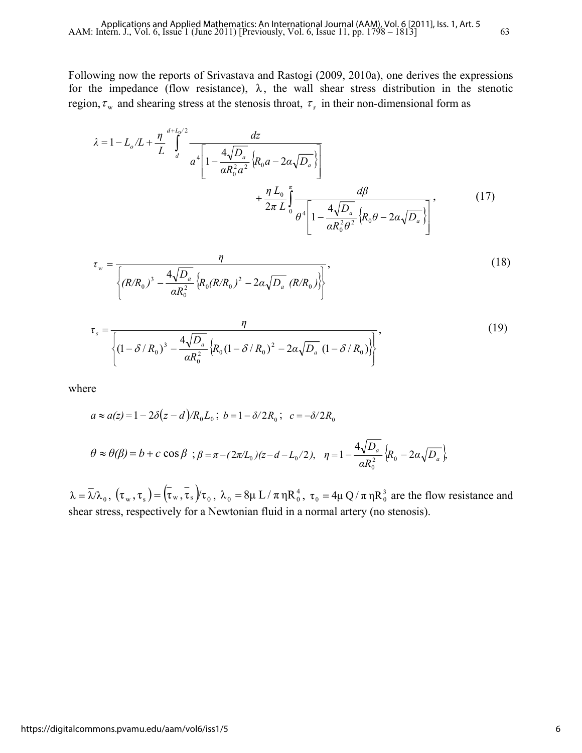Following now the reports of Srivastava and Rastogi (2009, 2010a), one derives the expressions for the impedance (flow resistance), $\lambda$, the wall shear stress distribution in the stenotic region, $\tau_w$ and shearing stress at the stenosis throat, $\tau_s$ in their non-dimensional form as

$$\lambda = 1 - L_o/L + \frac{\eta}{L}\int_{d}^{d+L_0/2} \frac{dz}{a^4\left[1 - \frac{4\sqrt{D_a}}{\alpha R_0^2 a^2}\left\{R_0 a - 2\alpha\sqrt{D_a}\right\}\right]} + \frac{\eta\, L_0}{2\pi\, L}\int_0^{\pi} \frac{d\beta}{\theta^4\left[1 - \frac{4\sqrt{D_a}}{\alpha R_0^2 \theta^2}\left\{R_0 \theta - 2\alpha\sqrt{D_a}\right\}\right]}, \tag{17}$$

$$\tau_w = \frac{\eta}{\left\{(R/R_0)^3 - \frac{4\sqrt{D_a}}{\alpha R_0^2}\left\{R_0 (R/R_0)^2 - 2\alpha\sqrt{D_a}\ (R/R_0)\right\}\right\}}, \tag{18}$$

$$\tau_s = \frac{\eta}{\left\{(1-\delta/R_0)^3 - \frac{4\sqrt{D_a}}{\alpha R_0^2}\left\{R_0 (1-\delta/R_0)^2 - 2\alpha\sqrt{D_a}\ (1-\delta/R_0)\right\}\right\}}, \tag{19}$$

where

$$a \approx a(z) = 1 - 2\delta(z-d)/R_0 L_0\,;\ b = 1 - \delta/2R_0\,;\ \ c = -\delta/2R_0$$

$$\theta \approx \theta(\beta) = b + c\cos\beta\ \ ;\beta = \pi - (2\pi/L_0)(z - d - L_0/2),\ \ \eta = 1 - \frac{4\sqrt{D_a}}{\alpha R_0^2}\left\{R_0 - 2\alpha\sqrt{D_a}\right\},$$

$\lambda = \bar{\lambda}/\lambda_0$, $(\tau_w, \tau_s) = (\bar{\tau}_w, \bar{\tau}_s)/\tau_0$, $\lambda_0 = 8\mu\, L/\pi\,\eta R_0^4$, $\tau_0 = 4\mu\, Q/\pi\,\eta R_0^3$ are the flow resistance and shear stress, respectively for a Newtonian fluid in a normal artery (no stenosis).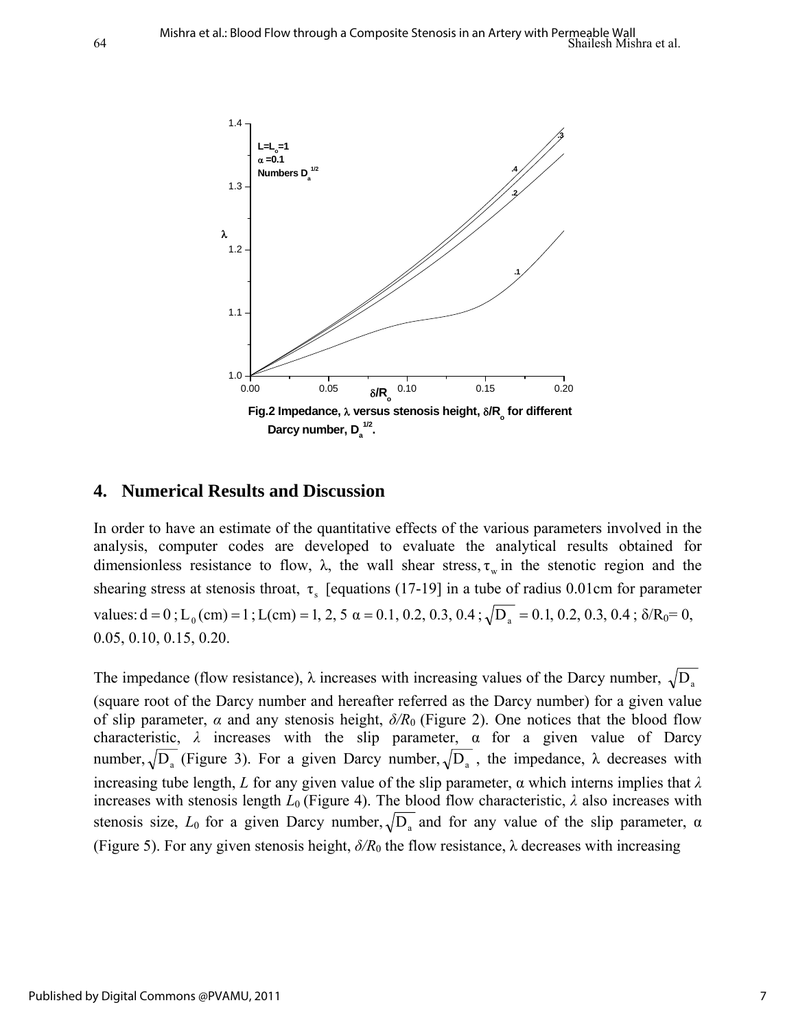Fig.2 Impedance, $\lambda$ versus stenosis height, $\delta/R_o$ for different Darcy number, $D_a^{1/2}$.

## 4. Numerical Results and Discussion

In order to have an estimate of the quantitative effects of the various parameters involved in the analysis, computer codes are developed to evaluate the analytical results obtained for dimensionless resistance to flow, $\lambda$, the wall shear stress, $\tau_w$ in the stenotic region and the shearing stress at stenosis throat, $\tau_s$ [equations (17-19] in a tube of radius 0.01cm for parameter values: $d = 0$ ; $L_0(\text{cm}) = 1$ ; $L(\text{cm}) = 1, 2, 5$ $\alpha = 0.1, 0.2, 0.3, 0.4$ ; $\sqrt{D_a} = 0.1, 0.2, 0.3, 0.4$ ; $\delta/R_0 = 0, 0.05, 0.10, 0.15, 0.20$.

The impedance (flow resistance), $\lambda$ increases with increasing values of the Darcy number, $\sqrt{D_a}$ (square root of the Darcy number and hereafter referred as the Darcy number) for a given value of slip parameter, $\alpha$ and any stenosis height, $\delta/R_0$ (Figure 2). One notices that the blood flow characteristic, $\lambda$ increases with the slip parameter, $\alpha$ for a given value of Darcy number, $\sqrt{D_a}$ (Figure 3). For a given Darcy number, $\sqrt{D_a}$ , the impedance, $\lambda$ decreases with increasing tube length, $L$ for any given value of the slip parameter, $\alpha$ which interns implies that $\lambda$ increases with stenosis length $L_0$ (Figure 4). The blood flow characteristic, $\lambda$ also increases with stenosis size, $L_0$ for a given Darcy number, $\sqrt{D_a}$ and for any value of the slip parameter, $\alpha$ (Figure 5). For any given stenosis height, $\delta/R_0$ the flow resistance, $\lambda$ decreases with increasing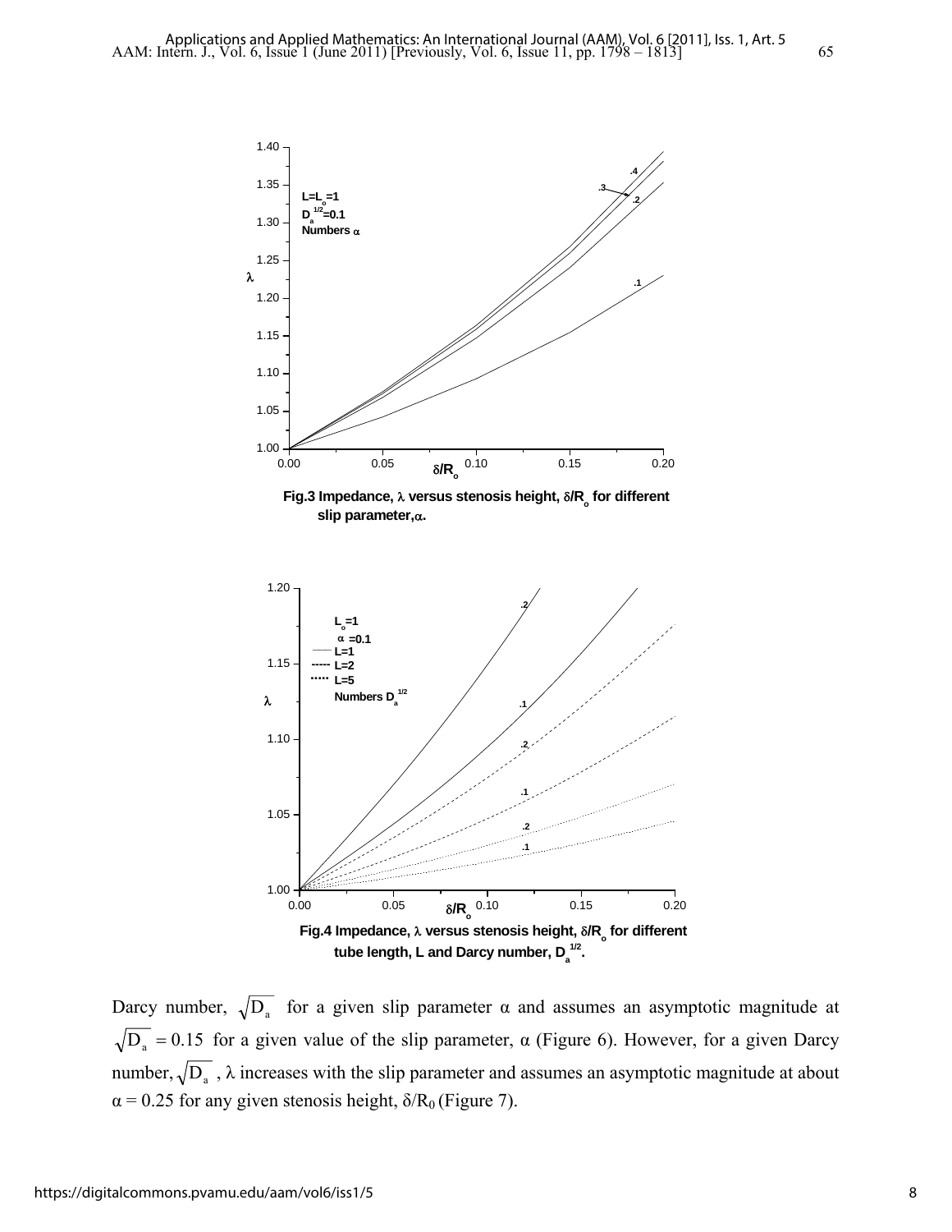Fig.3 Impedance, $\lambda$ versus stenosis height, $\delta/R_o$ for different slip parameter, $\alpha$.

Fig.4 Impedance, $\lambda$ versus stenosis height, $\delta/R_o$ for different tube length, L and Darcy number, $D_a^{1/2}$.

Darcy number, $\sqrt{D_a}$ for a given slip parameter $\alpha$ and assumes an asymptotic magnitude at $\sqrt{D_a} = 0.15$ for a given value of the slip parameter, $\alpha$ (Figure 6). However, for a given Darcy number, $\sqrt{D_a}$ , $\lambda$ increases with the slip parameter and assumes an asymptotic magnitude at about $\alpha = 0.25$ for any given stenosis height, $\delta/R_0$ (Figure 7).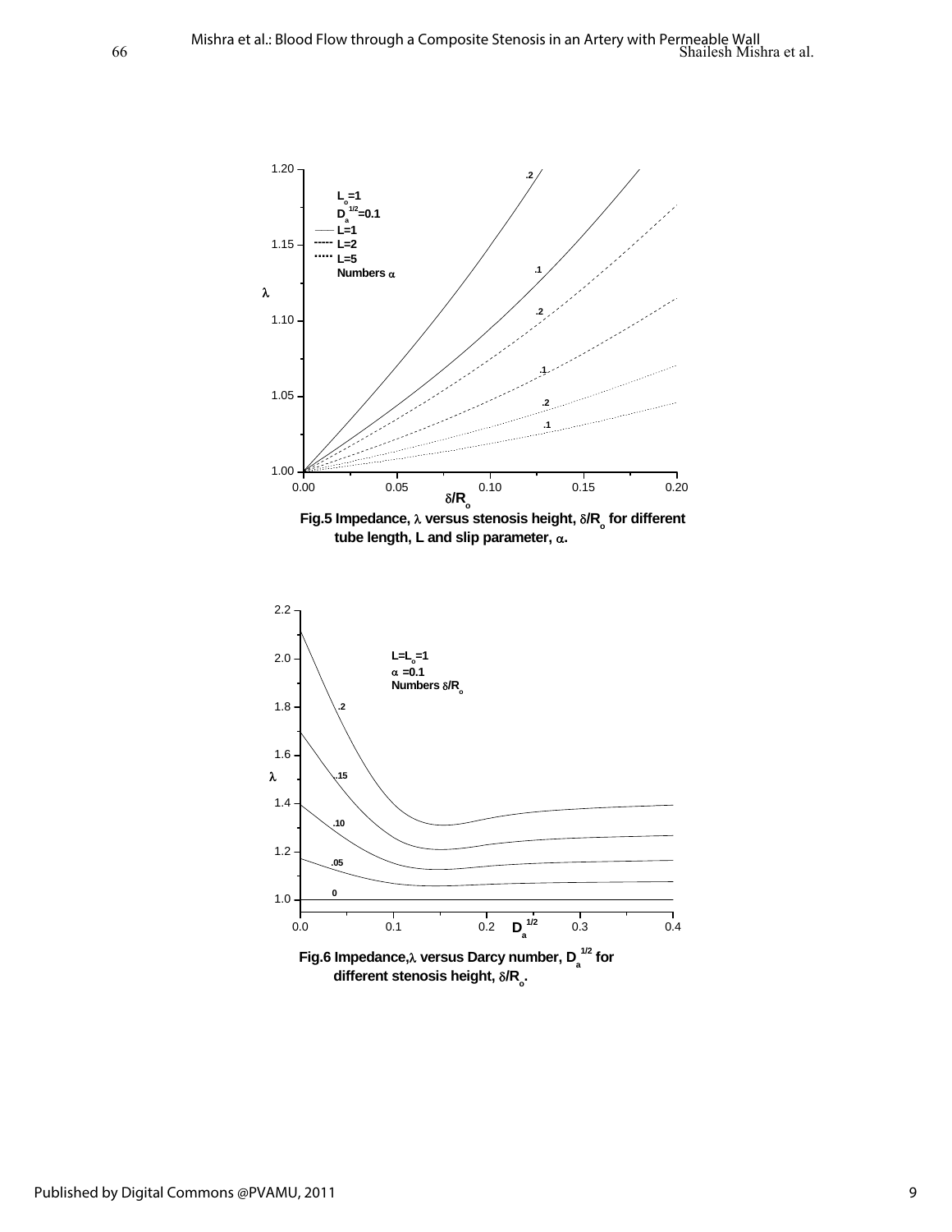**Fig.5** Impedance, $\lambda$ versus stenosis height, $\delta/R_o$ for different tube length, L and slip parameter, $\alpha$.

**Fig.6** Impedance, $\lambda$ versus Darcy number, $D_a^{1/2}$ for different stenosis height, $\delta/R_o$.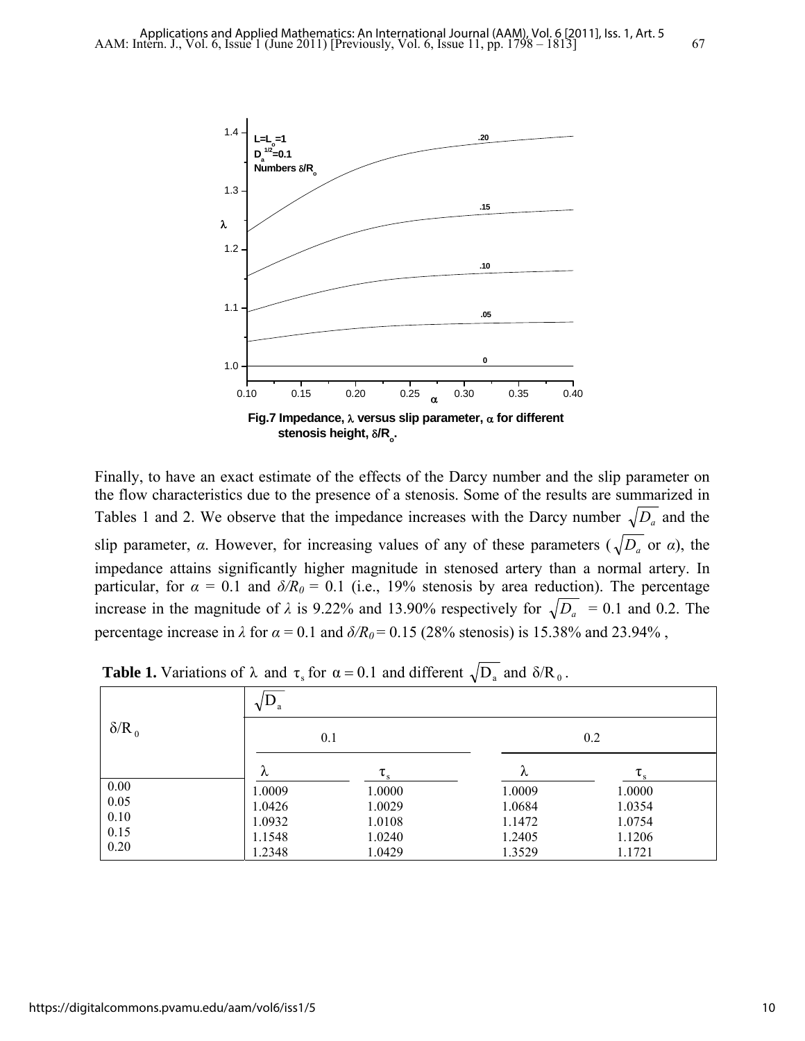Fig.7 Impedance, $\lambda$ versus slip parameter, $\alpha$ for different stenosis height, $\delta/R_o$.

Finally, to have an exact estimate of the effects of the Darcy number and the slip parameter on the flow characteristics due to the presence of a stenosis. Some of the results are summarized in Tables 1 and 2. We observe that the impedance increases with the Darcy number $\sqrt{D_a}$ and the slip parameter, $\alpha$. However, for increasing values of any of these parameters ($\sqrt{D_a}$ or $\alpha$), the impedance attains significantly higher magnitude in stenosed artery than a normal artery. In particular, for $\alpha$ = 0.1 and $\delta/R_0$ = 0.1 (i.e., 19% stenosis by area reduction). The percentage increase in the magnitude of $\lambda$ is 9.22% and 13.90% respectively for $\sqrt{D_a}$ = 0.1 and 0.2. The percentage increase in $\lambda$ for $\alpha$ = 0.1 and $\delta/R_0$ = 0.15 (28% stenosis) is 15.38% and 23.94% ,

**Table 1.** Variations of $\lambda$ and $\tau_s$ for $\alpha = 0.1$ and different $\sqrt{D_a}$ and $\delta/R_0$.

| $\delta/R_0$ | $\sqrt{D_a}$ | | | |
|---|---|---|---|---|
| | 0.1 | | 0.2 | |
| | $\lambda$ | $\tau_s$ | $\lambda$ | $\tau_s$ |
| 0.00 | 1.0009 | 1.0000 | 1.0009 | 1.0000 |
| 0.05 | 1.0426 | 1.0029 | 1.0684 | 1.0354 |
| 0.10 | 1.0932 | 1.0108 | 1.1472 | 1.0754 |
| 0.15 | 1.1548 | 1.0240 | 1.2405 | 1.1206 |
| 0.20 | 1.2348 | 1.0429 | 1.3529 | 1.1721 |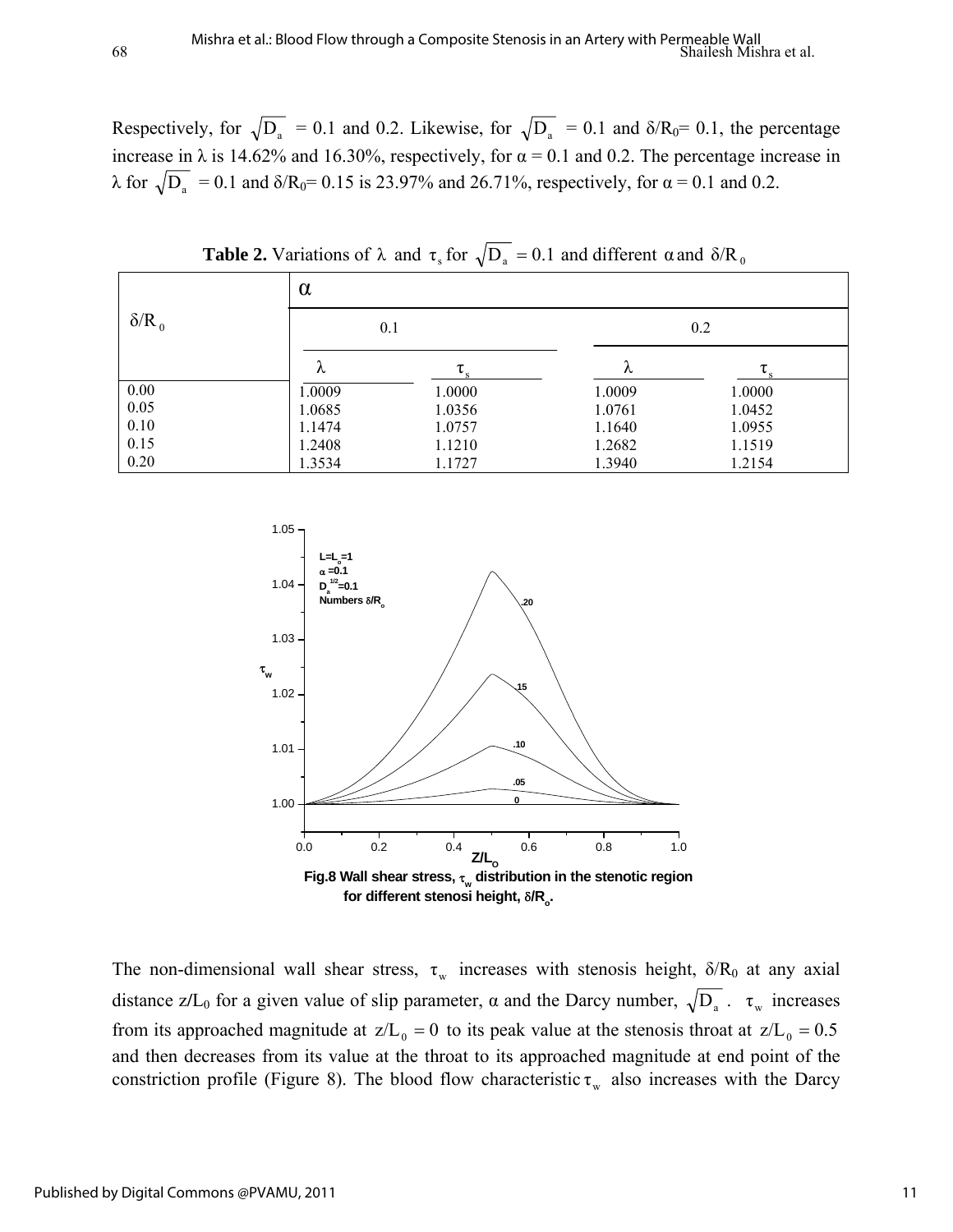Respectively, for $\sqrt{D_a}$ = 0.1 and 0.2. Likewise, for $\sqrt{D_a}$ = 0.1 and $\delta/R_0$= 0.1, the percentage increase in $\lambda$ is 14.62% and 16.30%, respectively, for $\alpha$ = 0.1 and 0.2. The percentage increase in $\lambda$ for $\sqrt{D_a}$ = 0.1 and $\delta/R_0$= 0.15 is 23.97% and 26.71%, respectively, for $\alpha$ = 0.1 and 0.2.

**Table 2.** Variations of $\lambda$ and $\tau_s$ for $\sqrt{D_a} = 0.1$ and different $\alpha$ and $\delta/R_0$

| $\delta/R_0$ | $\alpha$ | | | |
|---|---|---|---|---|
| | 0.1 | | 0.2 | |
| | $\lambda$ | $\tau_s$ | $\lambda$ | $\tau_s$ |
| 0.00 | 1.0009 | 1.0000 | 1.0009 | 1.0000 |
| 0.05 | 1.0685 | 1.0356 | 1.0761 | 1.0452 |
| 0.10 | 1.1474 | 1.0757 | 1.1640 | 1.0955 |
| 0.15 | 1.2408 | 1.1210 | 1.2682 | 1.1519 |
| 0.20 | 1.3534 | 1.1727 | 1.3940 | 1.2154 |

**Fig.8 Wall shear stress, $\tau_w$ distribution in the stenotic region for different stenosi height, $\delta/R_o$.**

The non-dimensional wall shear stress, $\tau_w$ increases with stenosis height, $\delta/R_0$ at any axial distance $z/L_0$ for a given value of slip parameter, $\alpha$ and the Darcy number, $\sqrt{D_a}$ . $\tau_w$ increases from its approached magnitude at $z/L_0 = 0$ to its peak value at the stenosis throat at $z/L_0 = 0.5$ and then decreases from its value at the throat to its approached magnitude at end point of the constriction profile (Figure 8). The blood flow characteristic $\tau_w$ also increases with the Darcy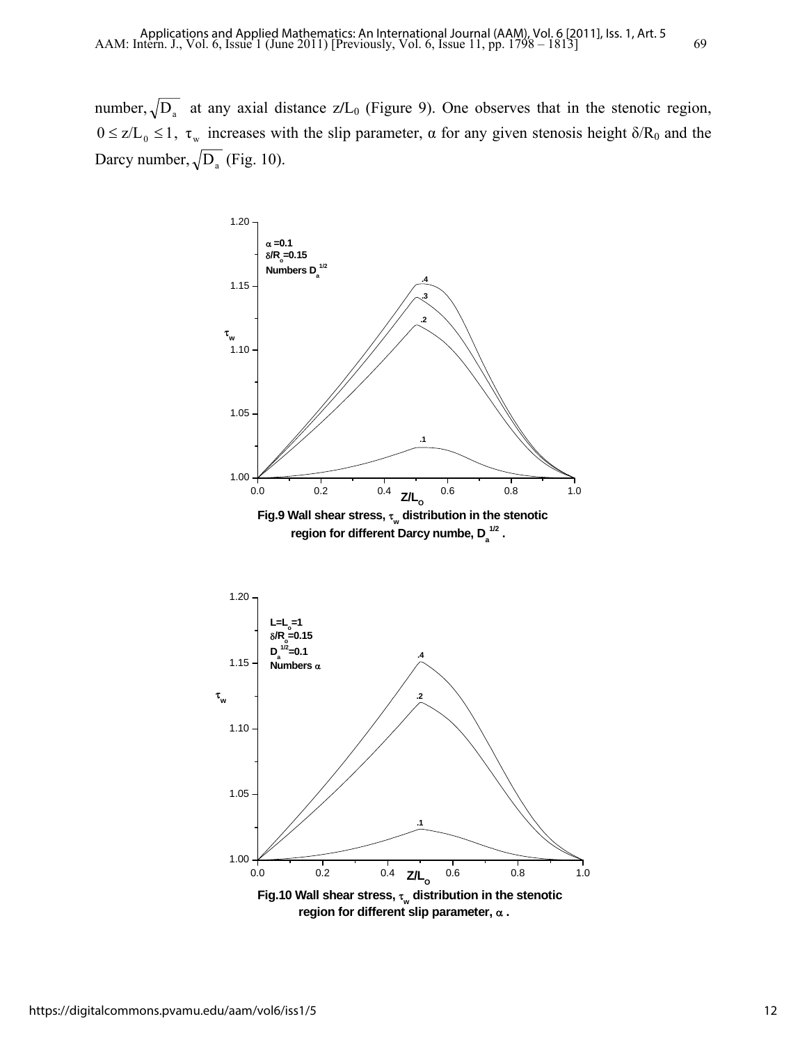number, $\sqrt{D_a}$ at any axial distance $z/L_0$ (Figure 9). One observes that in the stenotic region, $0 \le z/L_0 \le 1$, $\tau_w$ increases with the slip parameter, α for any given stenosis height $\delta/R_0$ and the Darcy number, $\sqrt{D_a}$ (Fig. 10).

**Fig.9 Wall shear stress, $\tau_w$ distribution in the stenotic region for different Darcy numbe, $D_a^{1/2}$.**

**Fig.10 Wall shear stress, $\tau_w$ distribution in the stenotic region for different slip parameter, α.**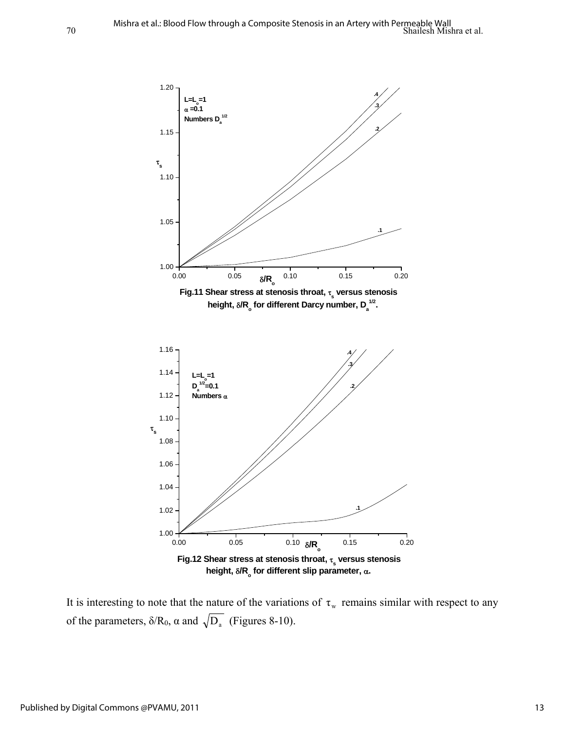Fig.11 Shear stress at stenosis throat, $\tau_s$ versus stenosis height, $\delta/R_o$ for different Darcy number, $D_a^{1/2}$.

Fig.12 Shear stress at stenosis throat, $\tau_s$ versus stenosis height, $\delta/R_o$ for different slip parameter, $\alpha$.

It is interesting to note that the nature of the variations of $\tau_w$ remains similar with respect to any of the parameters, $\delta/R_0$, $\alpha$ and $\sqrt{D_a}$ (Figures 8-10).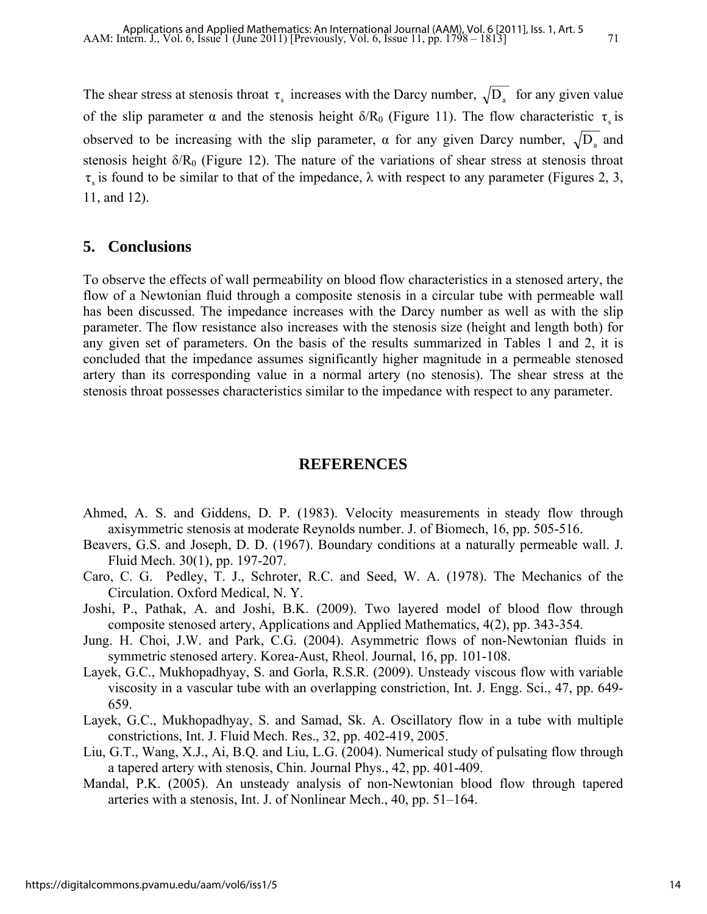The shear stress at stenosis throat $\tau_s$ increases with the Darcy number, $\sqrt{D_a}$ for any given value of the slip parameter α and the stenosis height $\delta/R_0$ (Figure 11). The flow characteristic $\tau_s$ is observed to be increasing with the slip parameter, α for any given Darcy number, $\sqrt{D_a}$ and stenosis height $\delta/R_0$ (Figure 12). The nature of the variations of shear stress at stenosis throat $\tau_s$ is found to be similar to that of the impedance, λ with respect to any parameter (Figures 2, 3, 11, and 12).

## 5. Conclusions

To observe the effects of wall permeability on blood flow characteristics in a stenosed artery, the flow of a Newtonian fluid through a composite stenosis in a circular tube with permeable wall has been discussed. The impedance increases with the Darcy number as well as with the slip parameter. The flow resistance also increases with the stenosis size (height and length both) for any given set of parameters. On the basis of the results summarized in Tables 1 and 2, it is concluded that the impedance assumes significantly higher magnitude in a permeable stenosed artery than its corresponding value in a normal artery (no stenosis). The shear stress at the stenosis throat possesses characteristics similar to the impedance with respect to any parameter.

## REFERENCES

Ahmed, A. S. and Giddens, D. P. (1983). Velocity measurements in steady flow through axisymmetric stenosis at moderate Reynolds number. J. of Biomech, 16, pp. 505-516.

Beavers, G.S. and Joseph, D. D. (1967). Boundary conditions at a naturally permeable wall. J. Fluid Mech. 30(1), pp. 197-207.

Caro, C. G. Pedley, T. J., Schroter, R.C. and Seed, W. A. (1978). The Mechanics of the Circulation. Oxford Medical, N. Y.

Joshi, P., Pathak, A. and Joshi, B.K. (2009). Two layered model of blood flow through composite stenosed artery, Applications and Applied Mathematics, 4(2), pp. 343-354.

Jung. H. Choi, J.W. and Park, C.G. (2004). Asymmetric flows of non-Newtonian fluids in symmetric stenosed artery. Korea-Aust, Rheol. Journal, 16, pp. 101-108.

Layek, G.C., Mukhopadhyay, S. and Gorla, R.S.R. (2009). Unsteady viscous flow with variable viscosity in a vascular tube with an overlapping constriction, Int. J. Engg. Sci., 47, pp. 649-659.

Layek, G.C., Mukhopadhyay, S. and Samad, Sk. A. Oscillatory flow in a tube with multiple constrictions, Int. J. Fluid Mech. Res., 32, pp. 402-419, 2005.

Liu, G.T., Wang, X.J., Ai, B.Q. and Liu, L.G. (2004). Numerical study of pulsating flow through a tapered artery with stenosis, Chin. Journal Phys., 42, pp. 401-409.

Mandal, P.K. (2005). An unsteady analysis of non-Newtonian blood flow through tapered arteries with a stenosis, Int. J. of Nonlinear Mech., 40, pp. 51–164.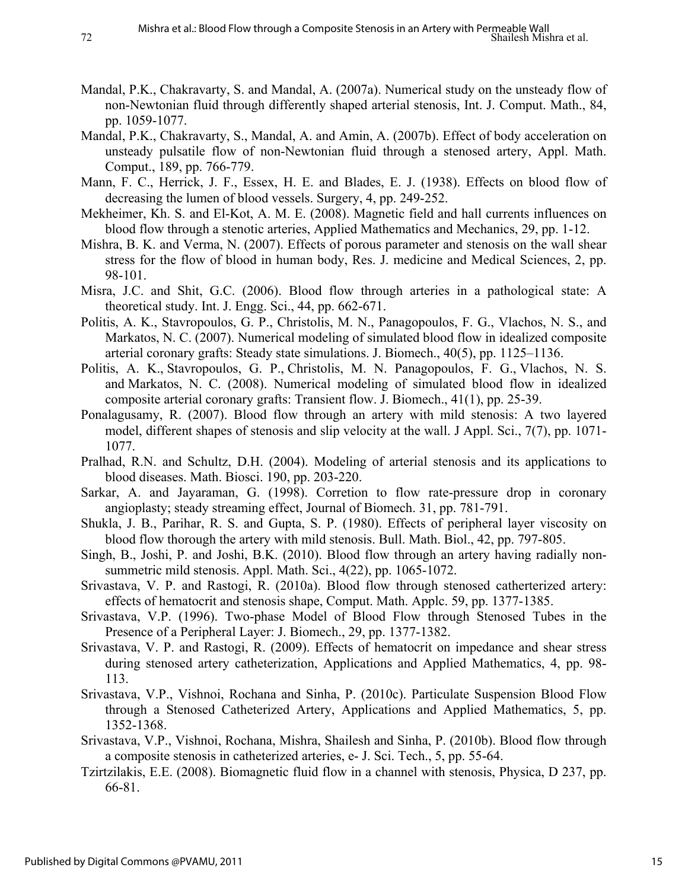Mandal, P.K., Chakravarty, S. and Mandal, A. (2007a). Numerical study on the unsteady flow of non-Newtonian fluid through differently shaped arterial stenosis, Int. J. Comput. Math., 84, pp. 1059-1077.

Mandal, P.K., Chakravarty, S., Mandal, A. and Amin, A. (2007b). Effect of body acceleration on unsteady pulsatile flow of non-Newtonian fluid through a stenosed artery, Appl. Math. Comput., 189, pp. 766-779.

Mann, F. C., Herrick, J. F., Essex, H. E. and Blades, E. J. (1938). Effects on blood flow of decreasing the lumen of blood vessels. Surgery, 4, pp. 249-252.

Mekheimer, Kh. S. and El-Kot, A. M. E. (2008). Magnetic field and hall currents influences on blood flow through a stenotic arteries, Applied Mathematics and Mechanics, 29, pp. 1-12.

Mishra, B. K. and Verma, N. (2007). Effects of porous parameter and stenosis on the wall shear stress for the flow of blood in human body, Res. J. medicine and Medical Sciences, 2, pp. 98-101.

Misra, J.C. and Shit, G.C. (2006). Blood flow through arteries in a pathological state: A theoretical study. Int. J. Engg. Sci., 44, pp. 662-671.

Politis, A. K., Stavropoulos, G. P., Christolis, M. N., Panagopoulos, F. G., Vlachos, N. S., and Markatos, N. C. (2007). Numerical modeling of simulated blood flow in idealized composite arterial coronary grafts: Steady state simulations. J. Biomech., 40(5), pp. 1125–1136.

Politis, A. K., Stavropoulos, G. P., Christolis, M. N. Panagopoulos, F. G., Vlachos, N. S. and Markatos, N. C. (2008). Numerical modeling of simulated blood flow in idealized composite arterial coronary grafts: Transient flow. J. Biomech., 41(1), pp. 25-39.

Ponalagusamy, R. (2007). Blood flow through an artery with mild stenosis: A two layered model, different shapes of stenosis and slip velocity at the wall. J Appl. Sci., 7(7), pp. 1071-1077.

Pralhad, R.N. and Schultz, D.H. (2004). Modeling of arterial stenosis and its applications to blood diseases. Math. Biosci. 190, pp. 203-220.

Sarkar, A. and Jayaraman, G. (1998). Corretion to flow rate-pressure drop in coronary angioplasty; steady streaming effect, Journal of Biomech. 31, pp. 781-791.

Shukla, J. B., Parihar, R. S. and Gupta, S. P. (1980). Effects of peripheral layer viscosity on blood flow thorough the artery with mild stenosis. Bull. Math. Biol., 42, pp. 797-805.

Singh, B., Joshi, P. and Joshi, B.K. (2010). Blood flow through an artery having radially non-summetric mild stenosis. Appl. Math. Sci., 4(22), pp. 1065-1072.

Srivastava, V. P. and Rastogi, R. (2010a). Blood flow through stenosed catherterized artery: effects of hematocrit and stenosis shape, Comput. Math. Applc. 59, pp. 1377-1385.

Srivastava, V.P. (1996). Two-phase Model of Blood Flow through Stenosed Tubes in the Presence of a Peripheral Layer: J. Biomech., 29, pp. 1377-1382.

Srivastava, V. P. and Rastogi, R. (2009). Effects of hematocrit on impedance and shear stress during stenosed artery catheterization, Applications and Applied Mathematics, 4, pp. 98-113.

Srivastava, V.P., Vishnoi, Rochana and Sinha, P. (2010c). Particulate Suspension Blood Flow through a Stenosed Catheterized Artery, Applications and Applied Mathematics, 5, pp. 1352-1368.

Srivastava, V.P., Vishnoi, Rochana, Mishra, Shailesh and Sinha, P. (2010b). Blood flow through a composite stenosis in catheterized arteries, e- J. Sci. Tech., 5, pp. 55-64.

Tzirtzilakis, E.E. (2008). Biomagnetic fluid flow in a channel with stenosis, Physica, D 237, pp. 66-81.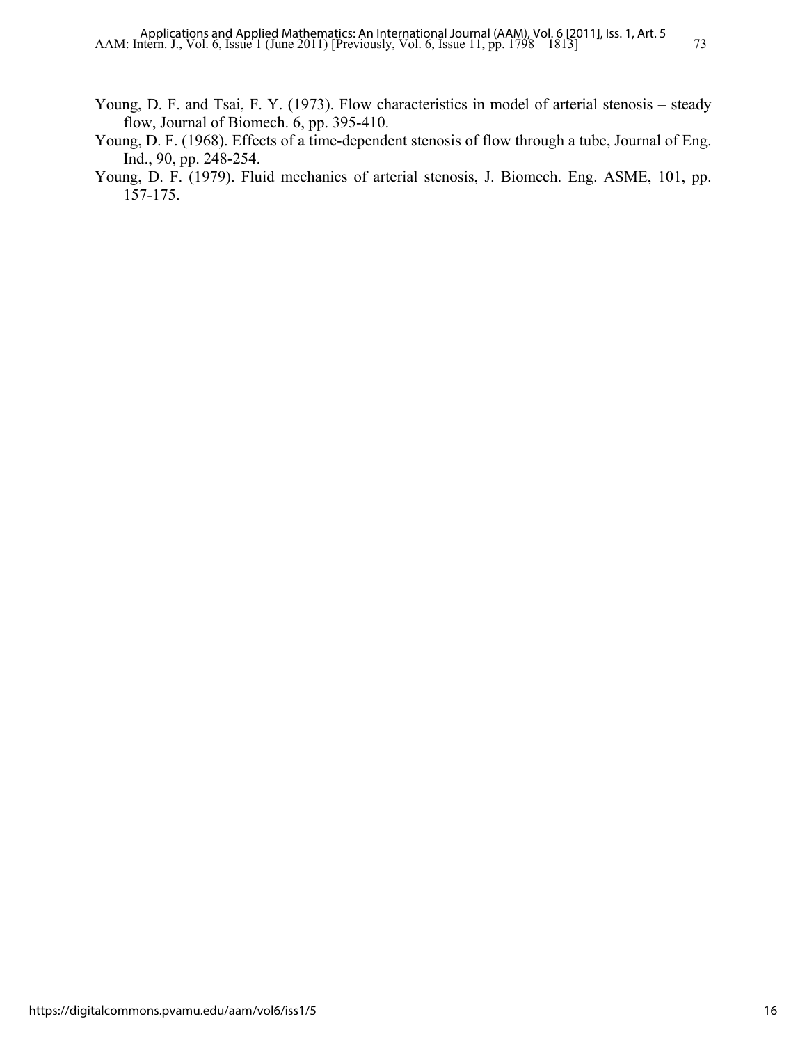Young, D. F. and Tsai, F. Y. (1973). Flow characteristics in model of arterial stenosis – steady flow, Journal of Biomech. 6, pp. 395-410.

Young, D. F. (1968). Effects of a time-dependent stenosis of flow through a tube, Journal of Eng. Ind., 90, pp. 248-254.

Young, D. F. (1979). Fluid mechanics of arterial stenosis, J. Biomech. Eng. ASME, 101, pp. 157-175.